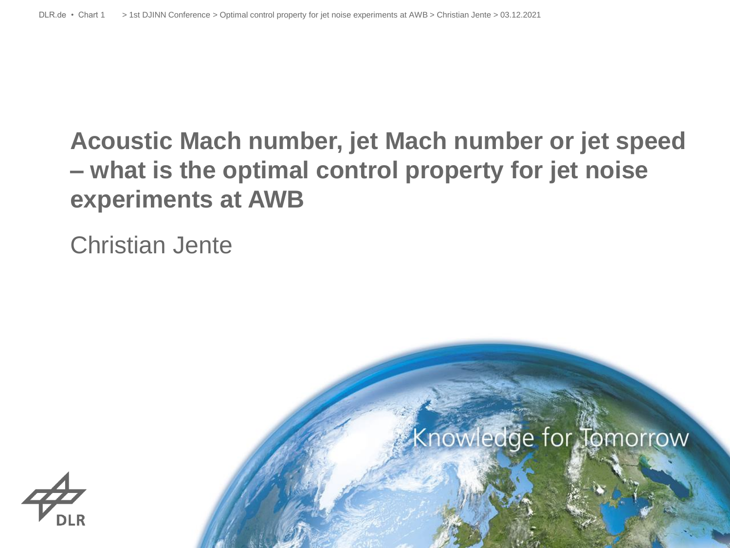# Acoustic Mach number, jet Mach number or jet speed – what is the optimal control property for jet noise experiments at AWB

Christian Jente

Knowledge for Tomorrow

DLR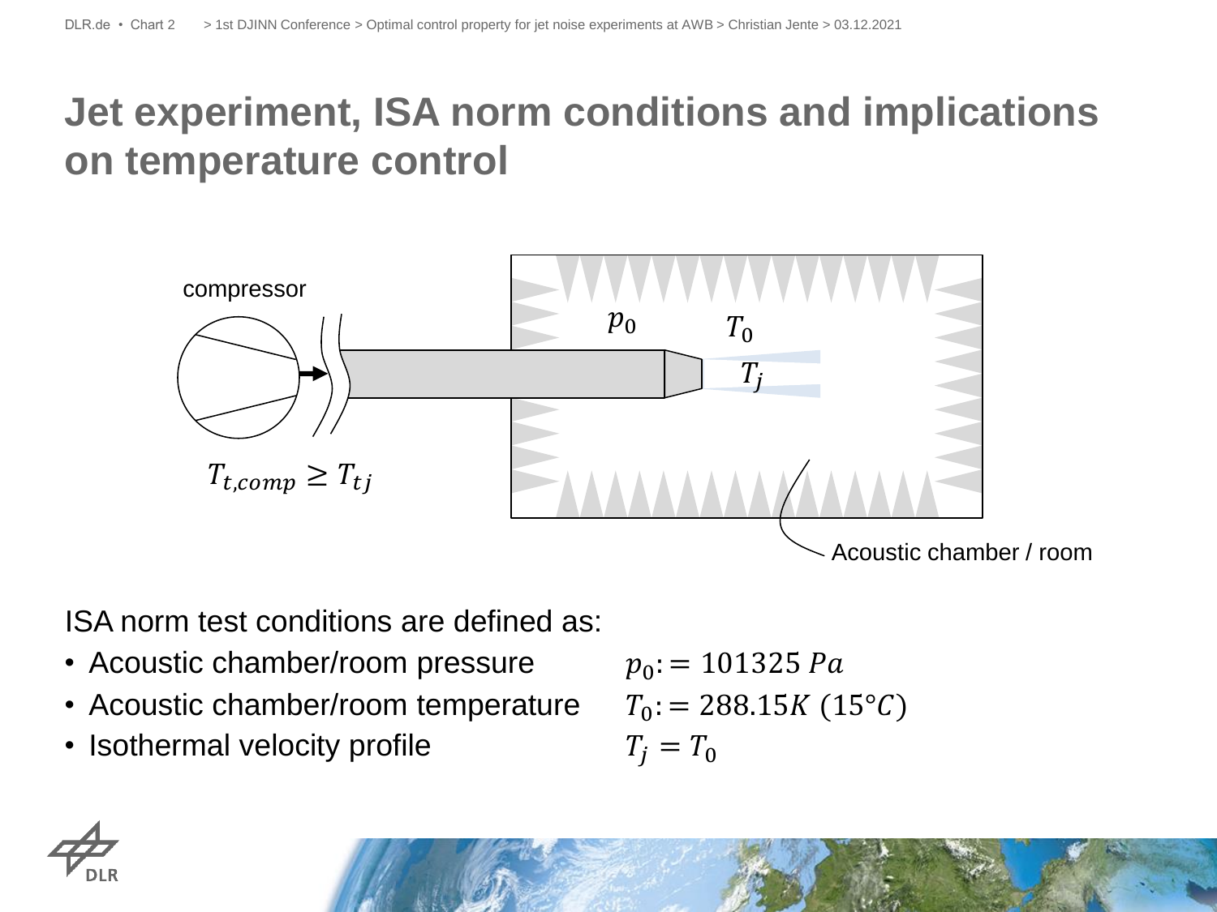# Jet experiment, ISA norm conditions and implications on temperature control

compressor

$T_{t,comp} \geq T_{tj}$

$p_0$ $T_0$ $T_j$

Acoustic chamber / room

ISA norm test conditions are defined as:

- Acoustic chamber/room pressure $p_0 := 101325\ Pa$
- Acoustic chamber/room temperature $T_0 := 288.15K\ (15°C)$
- Isothermal velocity profile $T_j = T_0$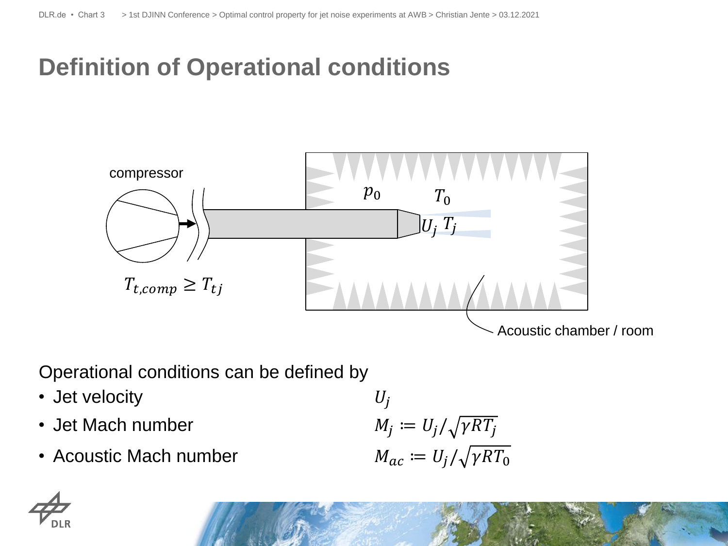# Definition of Operational conditions

compressor

$T_{t,comp} \geq T_{tj}$

$p_0$ $T_0$

$U_j$ $T_j$

Acoustic chamber / room

Operational conditions can be defined by

- Jet velocity $U_j$
- Jet Mach number $M_j := U_j / \sqrt{\gamma R T_j}$
- Acoustic Mach number $M_{ac} := U_j / \sqrt{\gamma R T_0}$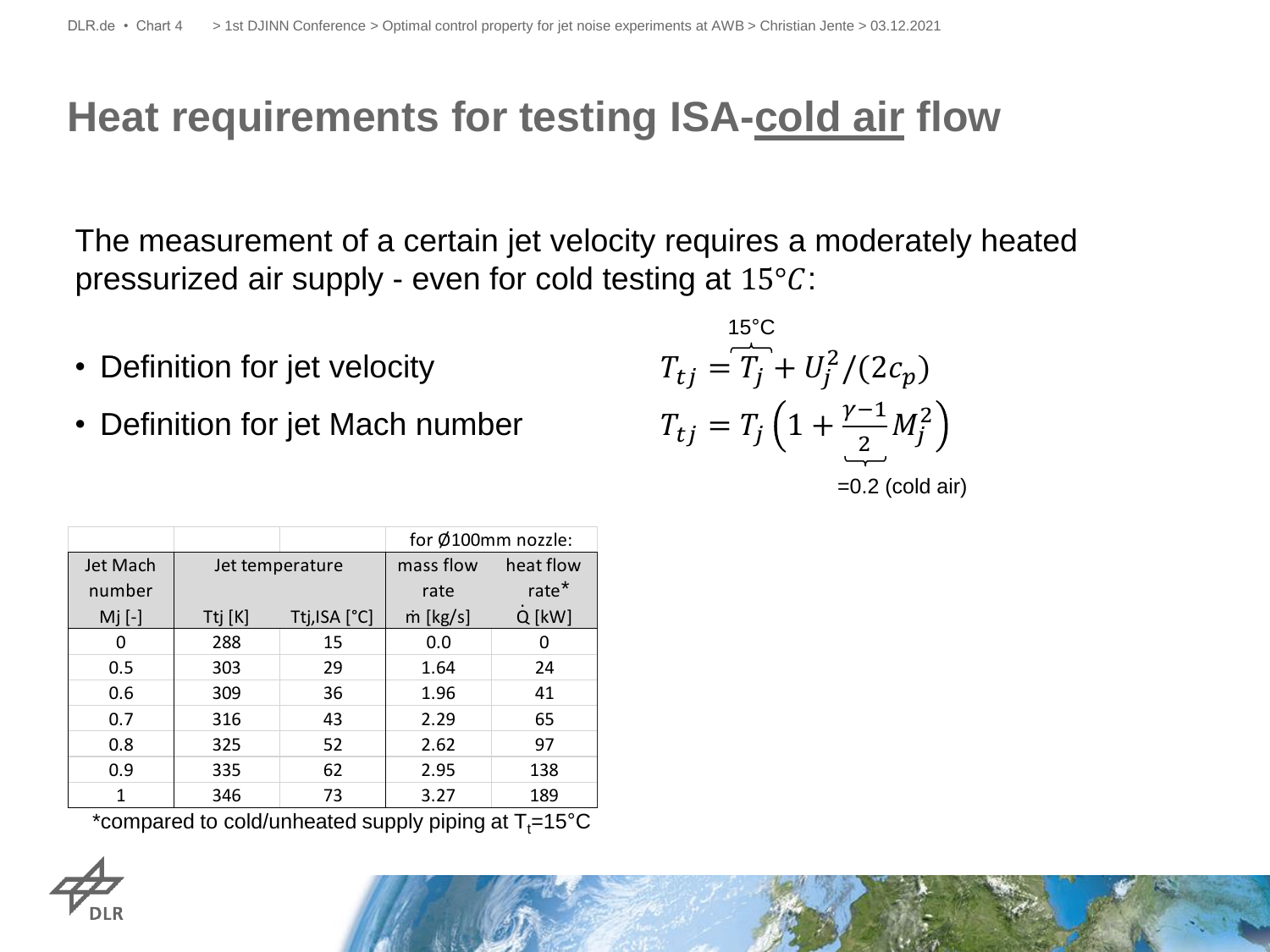# Heat requirements for testing ISA-cold air flow

The measurement of a certain jet velocity requires a moderately heated pressurized air supply - even for cold testing at $15°C$:

- Definition for jet velocity
- Definition for jet Mach number

$$T_{tj} = \overbrace{T_j}^{15°\text{C}} + U_j^2/(2c_p)$$

$$T_{tj} = T_j \left(1 + \underbrace{\frac{\gamma - 1}{2}}_{=0.2 \text{ (cold air)}} M_j^2\right)$$

| | | | for Ø100mm nozzle: | |
|---|---|---|---|---|
| Jet Mach number | Jet temperature | | mass flow rate | heat flow rate* |
| Mj [-] | Ttj [K] | Ttj,ISA [°C] | ṁ [kg/s] | Q̇ [kW] |
| 0 | 288 | 15 | 0.0 | 0 |
| 0.5 | 303 | 29 | 1.64 | 24 |
| 0.6 | 309 | 36 | 1.96 | 41 |
| 0.7 | 316 | 43 | 2.29 | 65 |
| 0.8 | 325 | 52 | 2.62 | 97 |
| 0.9 | 335 | 62 | 2.95 | 138 |
| 1 | 346 | 73 | 3.27 | 189 |

*compared to cold/unheated supply piping at $T_t$=15°C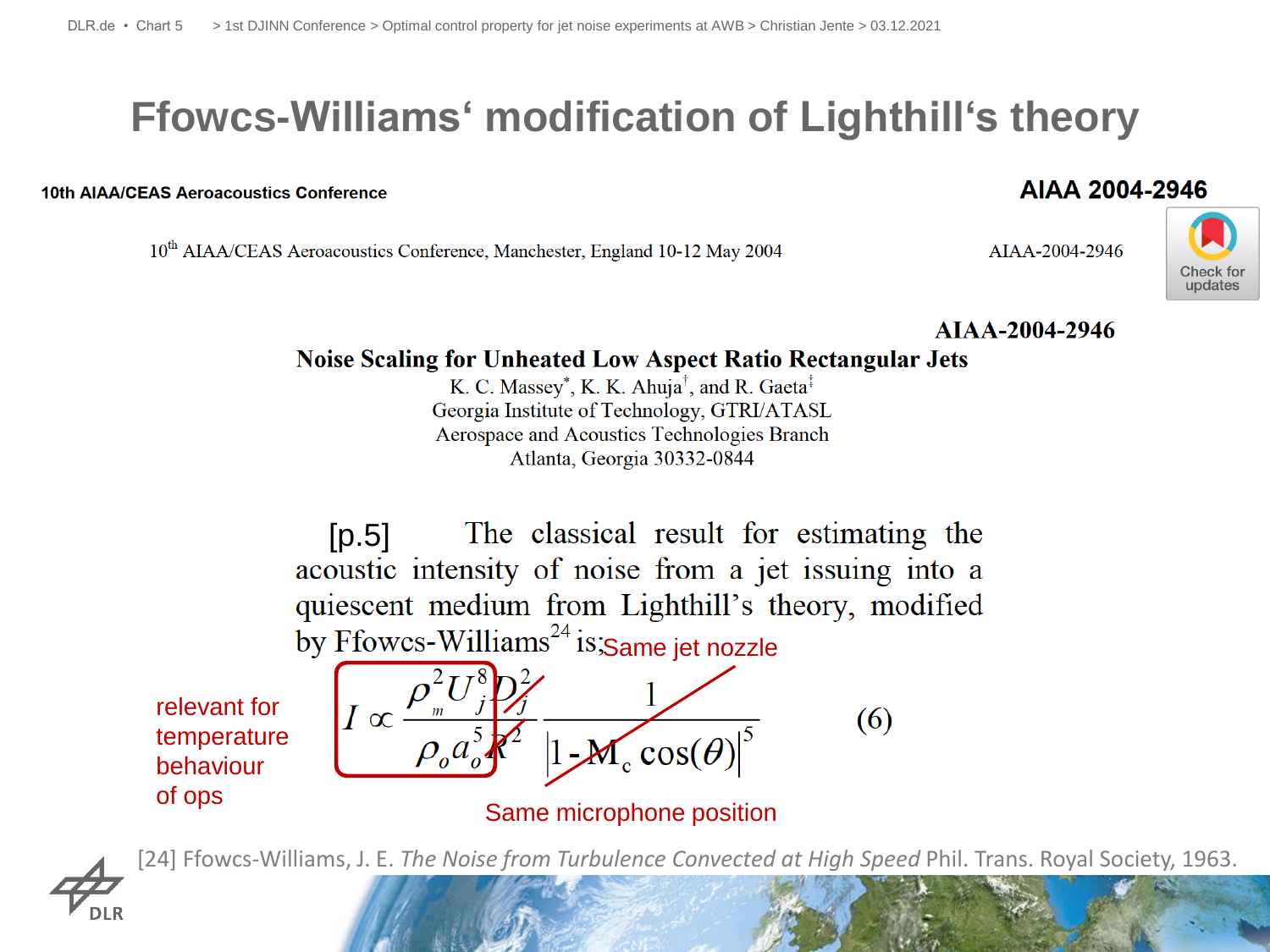# Ffowcs-Williams' modification of Lighthill's theory

**10th AIAA/CEAS Aeroacoustics Conference** — **AIAA 2004-2946**

10[th] AIAA/CEAS Aeroacoustics Conference, Manchester, England 10-12 May 2004 — AIAA-2004-2946

Check for updates

**AIAA-2004-2946**

**Noise Scaling for Unheated Low Aspect Ratio Rectangular Jets**

K. C. Massey[*], K. K. Ahuja[†], and R. Gaeta[‡]
Georgia Institute of Technology, GTRI/ATASL
Aerospace and Acoustics Technologies Branch
Atlanta, Georgia 30332-0844

[p.5] The classical result for estimating the acoustic intensity of noise from a jet issuing into a quiescent medium from Lighthill's theory, modified by Ffowcs-Williams[24] is;

Same jet nozzle

$$I \propto \frac{\rho_m^2 U_j^8 D_j^2}{\rho_o a_o^5 R^2} \frac{1}{\left|1 - M_c \cos(\theta)\right|^5} \qquad (6)$$

relevant for temperature behaviour of ops

Same microphone position

[24] Ffowcs-Williams, J. E. *The Noise from Turbulence Convected at High Speed* Phil. Trans. Royal Society, 1963.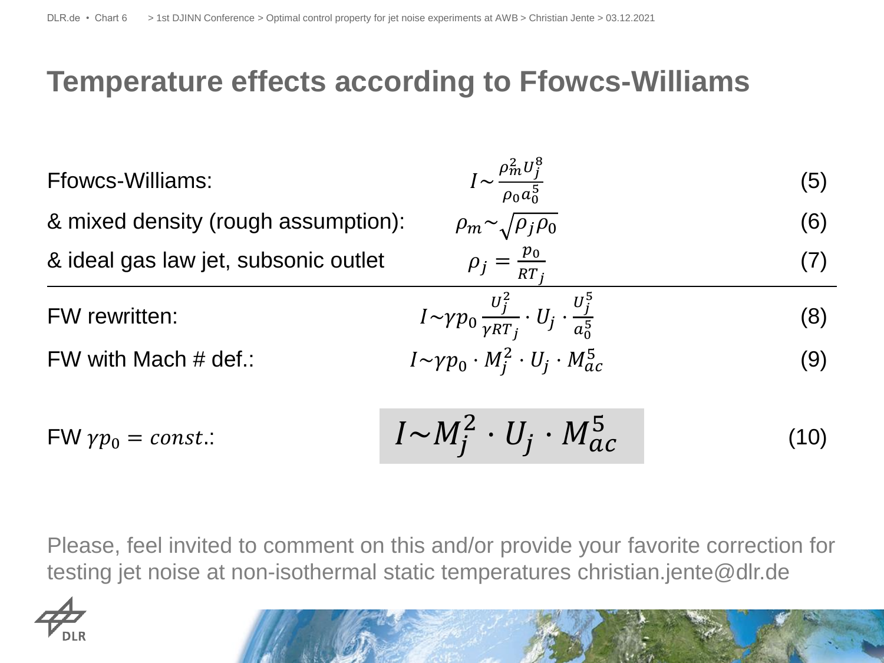# Temperature effects according to Ffowcs-Williams

Ffowcs-Williams: $I \sim \frac{\rho_m^2 U_j^8}{\rho_0 a_0^5}$ (5)

& mixed density (rough assumption): $\rho_m \sim \sqrt{\rho_j \rho_0}$ (6)

& ideal gas law jet, subsonic outlet $\rho_j = \frac{p_0}{RT_j}$ (7)

---

FW rewritten: $I \sim \gamma p_0 \frac{U_j^2}{\gamma R T_j} \cdot U_j \cdot \frac{U_j^5}{a_0^5}$ (8)

FW with Mach # def.: $I \sim \gamma p_0 \cdot M_j^2 \cdot U_j \cdot M_{ac}^5$ (9)

FW $\gamma p_0 = const.$: $I \sim M_j^2 \cdot U_j \cdot M_{ac}^5$ (10)

Please, feel invited to comment on this and/or provide your favorite correction for testing jet noise at non-isothermal static temperatures christian.jente@dlr.de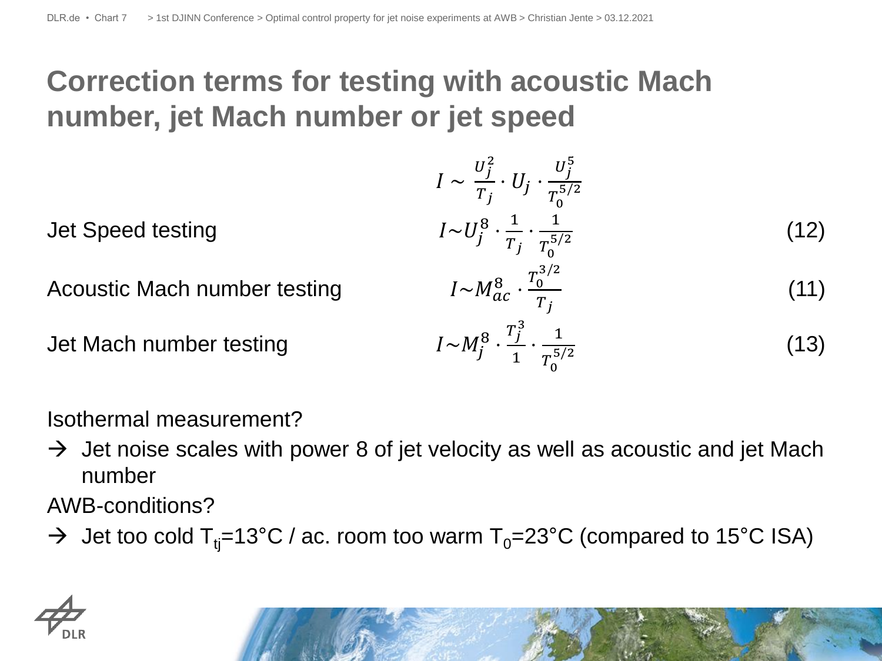# Correction terms for testing with acoustic Mach number, jet Mach number or jet speed

$$I \sim \frac{U_j^2}{T_j} \cdot U_j \cdot \frac{U_j^5}{T_0^{5/2}}$$

Jet Speed testing

$$I \sim U_j^8 \cdot \frac{1}{T_j} \cdot \frac{1}{T_0^{5/2}} \tag{12}$$

Acoustic Mach number testing

$$I \sim M_{ac}^8 \cdot \frac{T_0^{3/2}}{T_j} \tag{11}$$

Jet Mach number testing

$$I \sim M_j^8 \cdot \frac{T_j^3}{1} \cdot \frac{1}{T_0^{5/2}} \tag{13}$$

Isothermal measurement?

→ Jet noise scales with power 8 of jet velocity as well as acoustic and jet Mach number

AWB-conditions?

→ Jet too cold $T_{tj}$=13°C / ac. room too warm $T_0$=23°C (compared to 15°C ISA)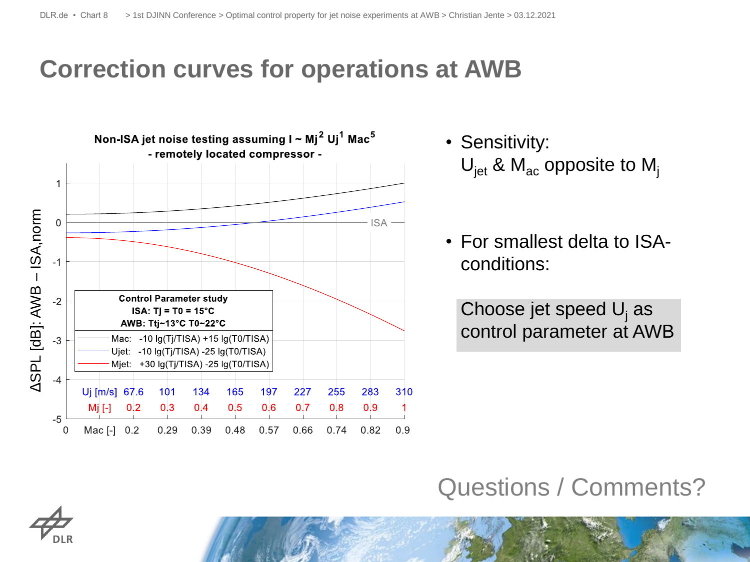# Correction curves for operations at AWB

**Non-ISA jet noise testing assuming $I \sim Mj^2\ Uj^1\ Mac^5$**
**- remotely located compressor -**

Control Parameter study
ISA: Tj = T0 = 15°C
AWB: Ttj~13°C T0~22°C

- Mac: -10 lg(Tj/TISA) +15 lg(T0/TISA)
- Ujet: -10 lg(Tj/TISA) -25 lg(T0/TISA)
- Mjet: +30 lg(Tj/TISA) -25 lg(T0/TISA)

| Uj [m/s] | 67.6 | 101 | 134 | 165 | 197 | 227 | 255 | 283 | 310 |
|---|---|---|---|---|---|---|---|---|---|
| Mj [-] | 0.2 | 0.3 | 0.4 | 0.5 | 0.6 | 0.7 | 0.8 | 0.9 | 1 |
| Mac [-] | 0.2 | 0.29 | 0.39 | 0.48 | 0.57 | 0.66 | 0.74 | 0.82 | 0.9 |

ΔSPL [dB]: AWB – ISA,norm

- Sensitivity: $U_{jet}$ & $M_{ac}$ opposite to $M_j$
- For smallest delta to ISA-conditions:

Choose jet speed $U_j$ as control parameter at AWB

Questions / Comments?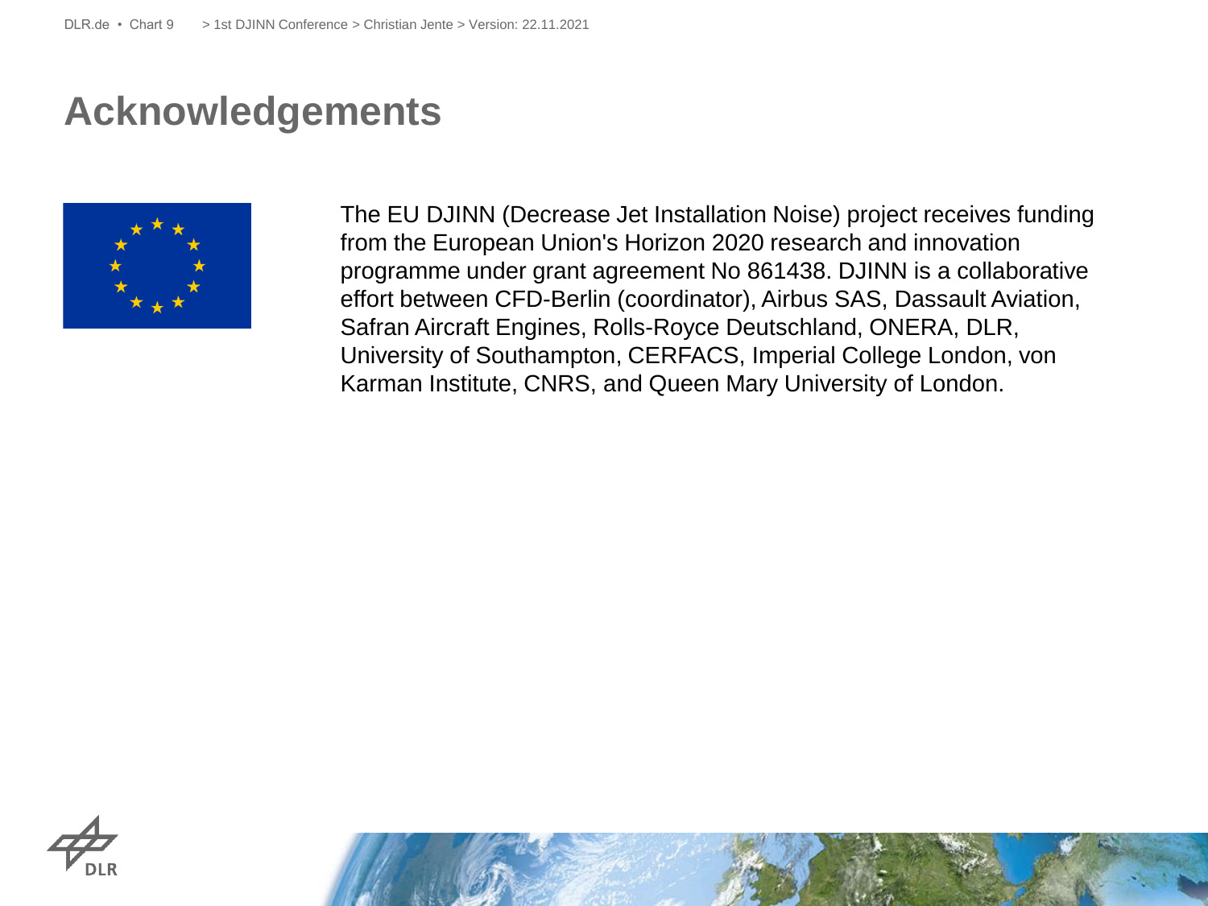# Acknowledgements

The EU DJINN (Decrease Jet Installation Noise) project receives funding from the European Union's Horizon 2020 research and innovation programme under grant agreement No 861438. DJINN is a collaborative effort between CFD-Berlin (coordinator), Airbus SAS, Dassault Aviation, Safran Aircraft Engines, Rolls-Royce Deutschland, ONERA, DLR, University of Southampton, CERFACS, Imperial College London, von Karman Institute, CNRS, and Queen Mary University of London.